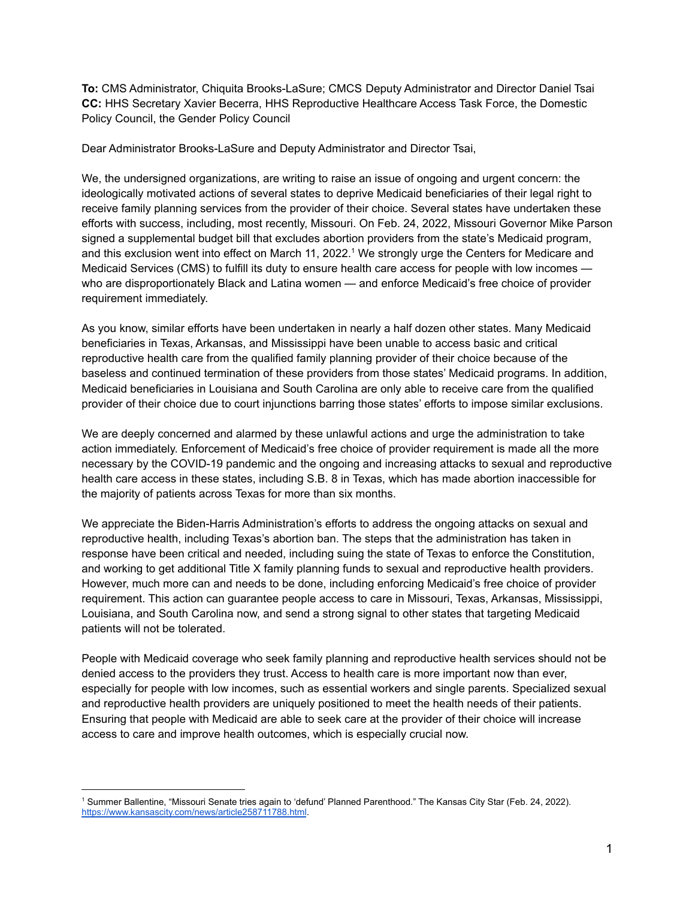**To:** CMS Administrator, Chiquita Brooks-LaSure; CMCS Deputy Administrator and Director Daniel Tsai
**CC:** HHS Secretary Xavier Becerra, HHS Reproductive Healthcare Access Task Force, the Domestic Policy Council, the Gender Policy Council

Dear Administrator Brooks-LaSure and Deputy Administrator and Director Tsai,

We, the undersigned organizations, are writing to raise an issue of ongoing and urgent concern: the ideologically motivated actions of several states to deprive Medicaid beneficiaries of their legal right to receive family planning services from the provider of their choice. Several states have undertaken these efforts with success, including, most recently, Missouri. On Feb. 24, 2022, Missouri Governor Mike Parson signed a supplemental budget bill that excludes abortion providers from the state's Medicaid program, and this exclusion went into effect on March 11, 2022.[1] We strongly urge the Centers for Medicare and Medicaid Services (CMS) to fulfill its duty to ensure health care access for people with low incomes — who are disproportionately Black and Latina women — and enforce Medicaid's free choice of provider requirement immediately.

As you know, similar efforts have been undertaken in nearly a half dozen other states. Many Medicaid beneficiaries in Texas, Arkansas, and Mississippi have been unable to access basic and critical reproductive health care from the qualified family planning provider of their choice because of the baseless and continued termination of these providers from those states' Medicaid programs. In addition, Medicaid beneficiaries in Louisiana and South Carolina are only able to receive care from the qualified provider of their choice due to court injunctions barring those states' efforts to impose similar exclusions.

We are deeply concerned and alarmed by these unlawful actions and urge the administration to take action immediately. Enforcement of Medicaid's free choice of provider requirement is made all the more necessary by the COVID-19 pandemic and the ongoing and increasing attacks to sexual and reproductive health care access in these states, including S.B. 8 in Texas, which has made abortion inaccessible for the majority of patients across Texas for more than six months.

We appreciate the Biden-Harris Administration's efforts to address the ongoing attacks on sexual and reproductive health, including Texas's abortion ban. The steps that the administration has taken in response have been critical and needed, including suing the state of Texas to enforce the Constitution, and working to get additional Title X family planning funds to sexual and reproductive health providers. However, much more can and needs to be done, including enforcing Medicaid's free choice of provider requirement. This action can guarantee people access to care in Missouri, Texas, Arkansas, Mississippi, Louisiana, and South Carolina now, and send a strong signal to other states that targeting Medicaid patients will not be tolerated.

People with Medicaid coverage who seek family planning and reproductive health services should not be denied access to the providers they trust. Access to health care is more important now than ever, especially for people with low incomes, such as essential workers and single parents. Specialized sexual and reproductive health providers are uniquely positioned to meet the health needs of their patients. Ensuring that people with Medicaid are able to seek care at the provider of their choice will increase access to care and improve health outcomes, which is especially crucial now.

---

[1] Summer Ballentine, "Missouri Senate tries again to 'defund' Planned Parenthood." The Kansas City Star (Feb. 24, 2022). https://www.kansascity.com/news/article258711788.html.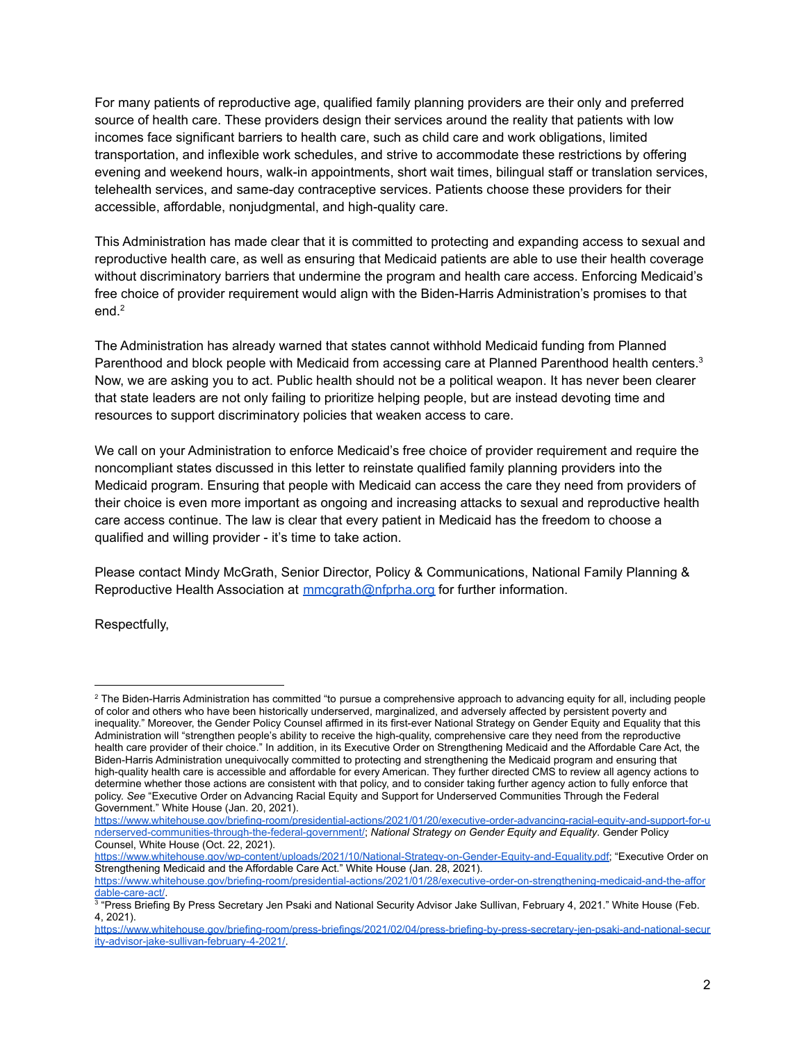For many patients of reproductive age, qualified family planning providers are their only and preferred source of health care. These providers design their services around the reality that patients with low incomes face significant barriers to health care, such as child care and work obligations, limited transportation, and inflexible work schedules, and strive to accommodate these restrictions by offering evening and weekend hours, walk-in appointments, short wait times, bilingual staff or translation services, telehealth services, and same-day contraceptive services. Patients choose these providers for their accessible, affordable, nonjudgmental, and high-quality care.

This Administration has made clear that it is committed to protecting and expanding access to sexual and reproductive health care, as well as ensuring that Medicaid patients are able to use their health coverage without discriminatory barriers that undermine the program and health care access. Enforcing Medicaid's free choice of provider requirement would align with the Biden-Harris Administration's promises to that end.[2]

The Administration has already warned that states cannot withhold Medicaid funding from Planned Parenthood and block people with Medicaid from accessing care at Planned Parenthood health centers.[3] Now, we are asking you to act. Public health should not be a political weapon. It has never been clearer that state leaders are not only failing to prioritize helping people, but are instead devoting time and resources to support discriminatory policies that weaken access to care.

We call on your Administration to enforce Medicaid's free choice of provider requirement and require the noncompliant states discussed in this letter to reinstate qualified family planning providers into the Medicaid program. Ensuring that people with Medicaid can access the care they need from providers of their choice is even more important as ongoing and increasing attacks to sexual and reproductive health care access continue. The law is clear that every patient in Medicaid has the freedom to choose a qualified and willing provider - it's time to take action.

Please contact Mindy McGrath, Senior Director, Policy & Communications, National Family Planning & Reproductive Health Association at mmcgrath@nfprha.org for further information.

Respectfully,

---

[2] The Biden-Harris Administration has committed "to pursue a comprehensive approach to advancing equity for all, including people of color and others who have been historically underserved, marginalized, and adversely affected by persistent poverty and inequality." Moreover, the Gender Policy Counsel affirmed in its first-ever National Strategy on Gender Equity and Equality that this Administration will "strengthen people's ability to receive the high-quality, comprehensive care they need from the reproductive health care provider of their choice." In addition, in its Executive Order on Strengthening Medicaid and the Affordable Care Act, the Biden-Harris Administration unequivocally committed to protecting and strengthening the Medicaid program and ensuring that high-quality health care is accessible and affordable for every American. They further directed CMS to review all agency actions to determine whether those actions are consistent with that policy, and to consider taking further agency action to fully enforce that policy. *See* "Executive Order on Advancing Racial Equity and Support for Underserved Communities Through the Federal Government." White House (Jan. 20, 2021). https://www.whitehouse.gov/briefing-room/presidential-actions/2021/01/20/executive-order-advancing-racial-equity-and-support-for-underserved-communities-through-the-federal-government/; *National Strategy on Gender Equity and Equality*. Gender Policy Counsel, White House (Oct. 22, 2021). https://www.whitehouse.gov/wp-content/uploads/2021/10/National-Strategy-on-Gender-Equity-and-Equality.pdf; "Executive Order on Strengthening Medicaid and the Affordable Care Act." White House (Jan. 28, 2021). https://www.whitehouse.gov/briefing-room/presidential-actions/2021/01/28/executive-order-on-strengthening-medicaid-and-the-affordable-care-act/.

[3] "Press Briefing By Press Secretary Jen Psaki and National Security Advisor Jake Sullivan, February 4, 2021." White House (Feb. 4, 2021). https://www.whitehouse.gov/briefing-room/press-briefings/2021/02/04/press-briefing-by-press-secretary-jen-psaki-and-national-security-advisor-jake-sullivan-february-4-2021/.